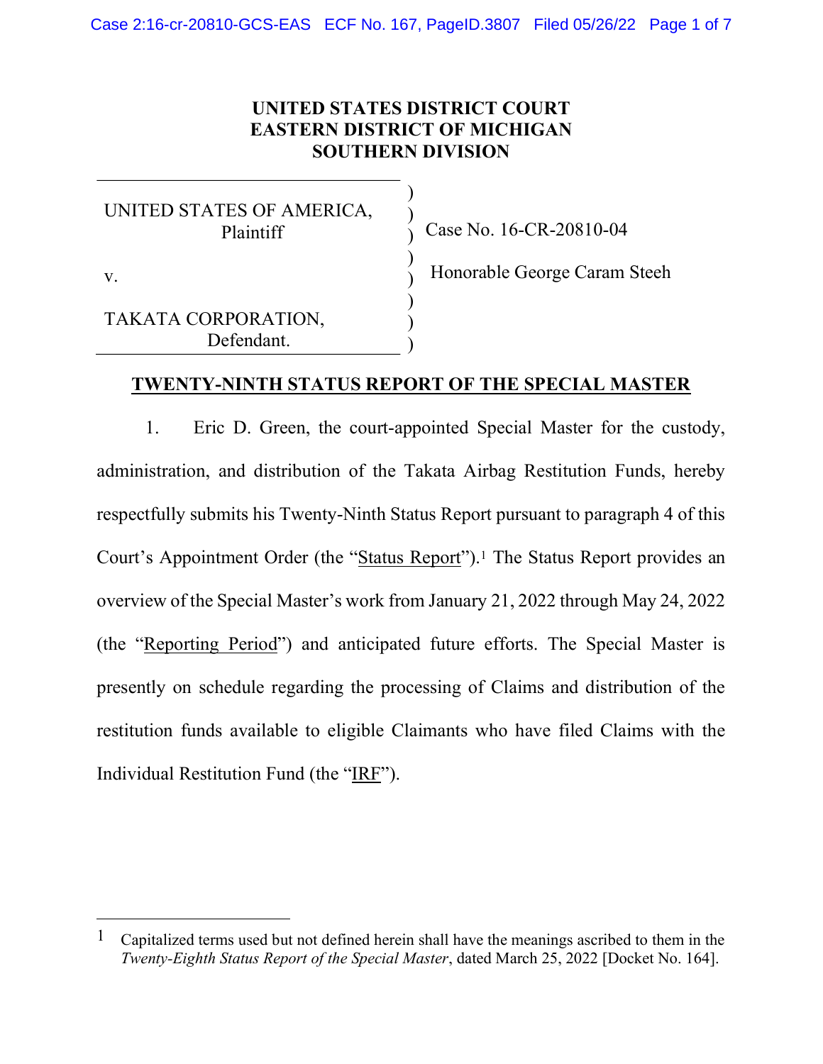**UNITED STATES DISTRICT COURT**
**EASTERN DISTRICT OF MICHIGAN**
**SOUTHERN DIVISION**

| | |
|---|---|
| UNITED STATES OF AMERICA, Plaintiff | Case No. 16-CR-20810-04 |
| v. | Honorable George Caram Steeh |
| TAKATA CORPORATION, Defendant. | |

# TWENTY-NINTH STATUS REPORT OF THE SPECIAL MASTER

1. Eric D. Green, the court-appointed Special Master for the custody, administration, and distribution of the Takata Airbag Restitution Funds, hereby respectfully submits his Twenty-Ninth Status Report pursuant to paragraph 4 of this Court's Appointment Order (the "Status Report").[1] The Status Report provides an overview of the Special Master's work from January 21, 2022 through May 24, 2022 (the "Reporting Period") and anticipated future efforts. The Special Master is presently on schedule regarding the processing of Claims and distribution of the restitution funds available to eligible Claimants who have filed Claims with the Individual Restitution Fund (the "IRF").

---

[1] Capitalized terms used but not defined herein shall have the meanings ascribed to them in the *Twenty-Eighth Status Report of the Special Master*, dated March 25, 2022 [Docket No. 164].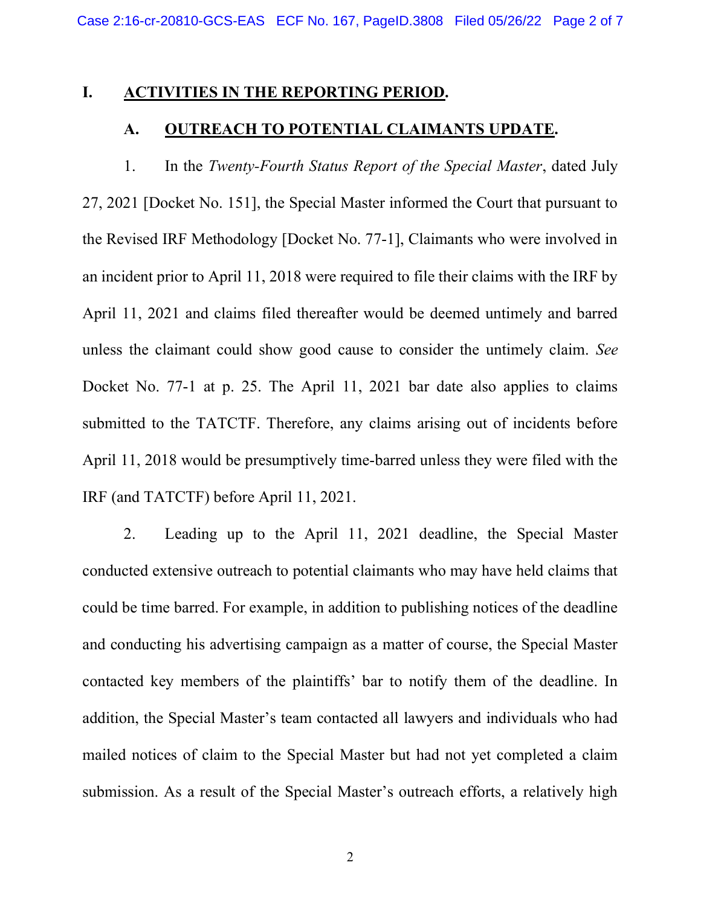## I. ACTIVITIES IN THE REPORTING PERIOD.

### A. OUTREACH TO POTENTIAL CLAIMANTS UPDATE.

1. In the *Twenty-Fourth Status Report of the Special Master*, dated July 27, 2021 [Docket No. 151], the Special Master informed the Court that pursuant to the Revised IRF Methodology [Docket No. 77-1], Claimants who were involved in an incident prior to April 11, 2018 were required to file their claims with the IRF by April 11, 2021 and claims filed thereafter would be deemed untimely and barred unless the claimant could show good cause to consider the untimely claim. *See* Docket No. 77-1 at p. 25. The April 11, 2021 bar date also applies to claims submitted to the TATCTF. Therefore, any claims arising out of incidents before April 11, 2018 would be presumptively time-barred unless they were filed with the IRF (and TATCTF) before April 11, 2021.

2. Leading up to the April 11, 2021 deadline, the Special Master conducted extensive outreach to potential claimants who may have held claims that could be time barred. For example, in addition to publishing notices of the deadline and conducting his advertising campaign as a matter of course, the Special Master contacted key members of the plaintiffs' bar to notify them of the deadline. In addition, the Special Master's team contacted all lawyers and individuals who had mailed notices of claim to the Special Master but had not yet completed a claim submission. As a result of the Special Master's outreach efforts, a relatively high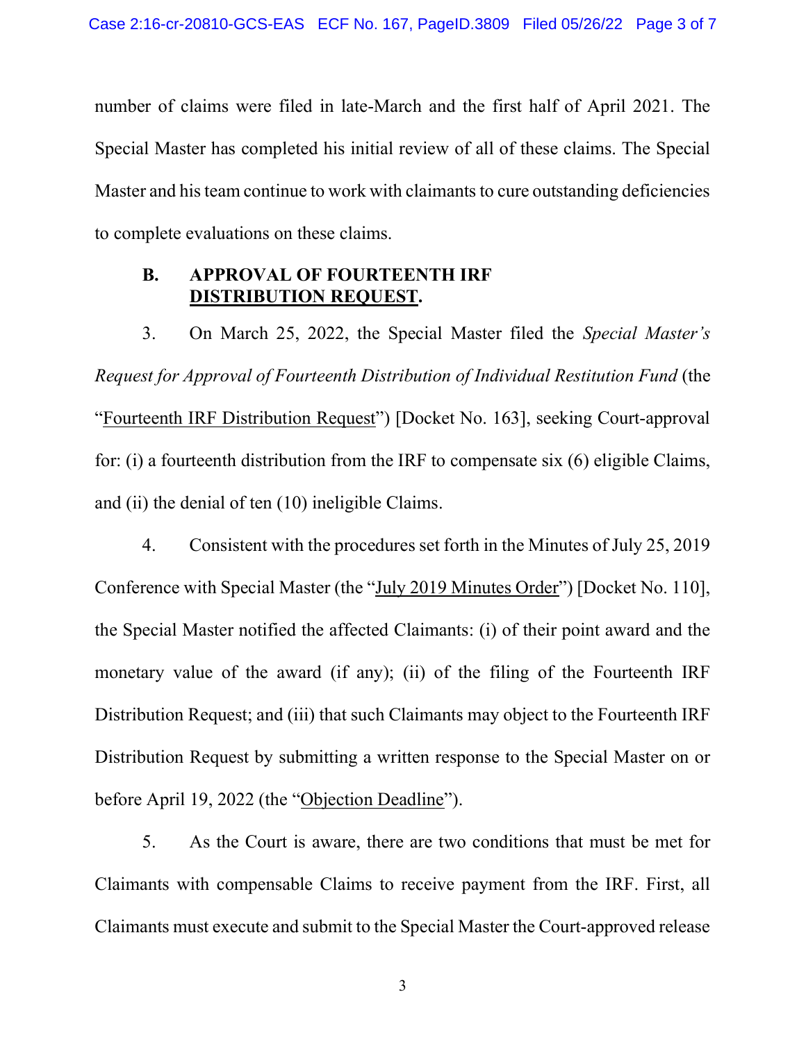number of claims were filed in late-March and the first half of April 2021. The Special Master has completed his initial review of all of these claims. The Special Master and his team continue to work with claimants to cure outstanding deficiencies to complete evaluations on these claims.

### B. APPROVAL OF FOURTEENTH IRF DISTRIBUTION REQUEST.

3. On March 25, 2022, the Special Master filed the *Special Master's Request for Approval of Fourteenth Distribution of Individual Restitution Fund* (the "Fourteenth IRF Distribution Request") [Docket No. 163], seeking Court-approval for: (i) a fourteenth distribution from the IRF to compensate six (6) eligible Claims, and (ii) the denial of ten (10) ineligible Claims.

4. Consistent with the procedures set forth in the Minutes of July 25, 2019 Conference with Special Master (the "July 2019 Minutes Order") [Docket No. 110], the Special Master notified the affected Claimants: (i) of their point award and the monetary value of the award (if any); (ii) of the filing of the Fourteenth IRF Distribution Request; and (iii) that such Claimants may object to the Fourteenth IRF Distribution Request by submitting a written response to the Special Master on or before April 19, 2022 (the "Objection Deadline").

5. As the Court is aware, there are two conditions that must be met for Claimants with compensable Claims to receive payment from the IRF. First, all Claimants must execute and submit to the Special Master the Court-approved release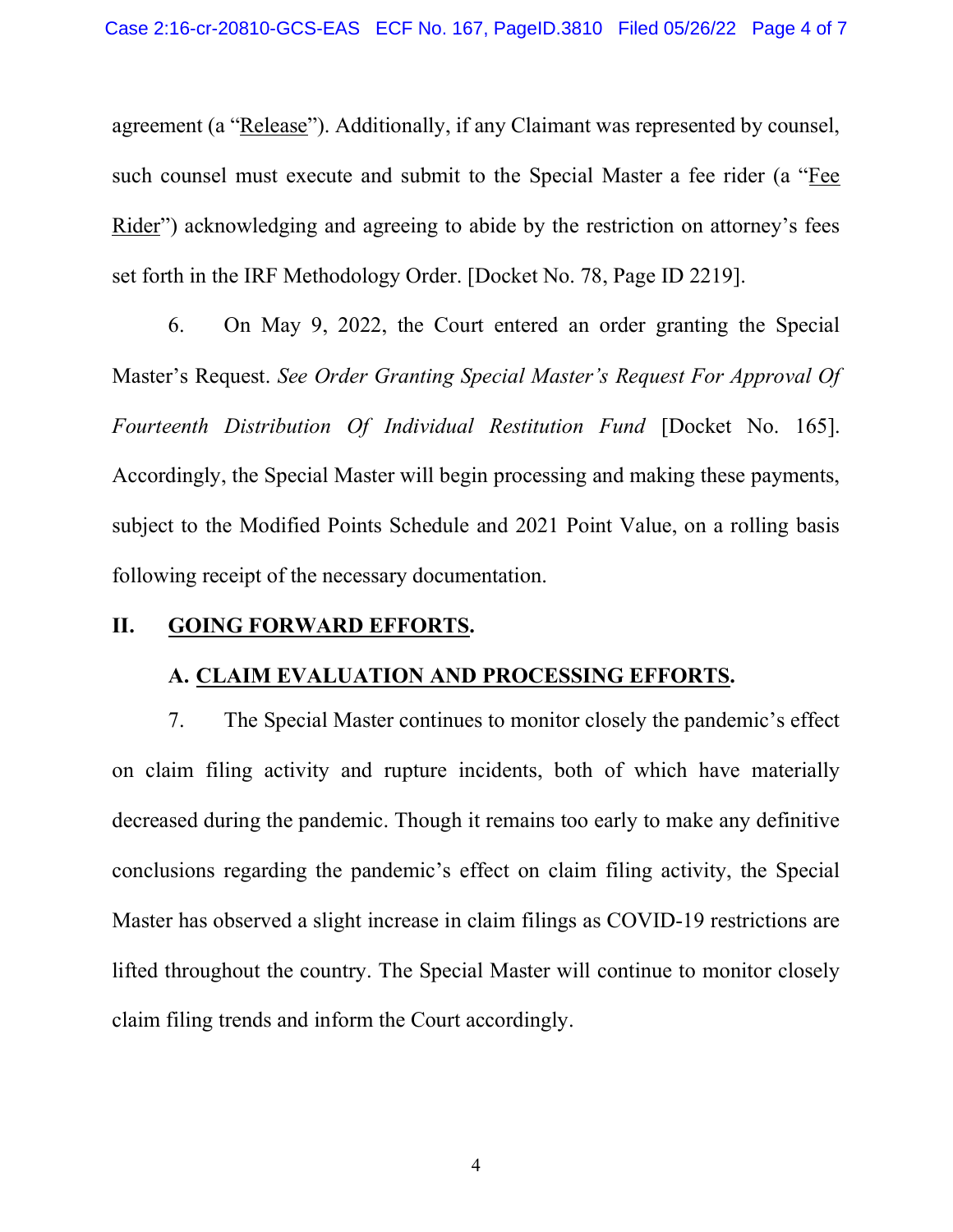agreement (a "Release"). Additionally, if any Claimant was represented by counsel, such counsel must execute and submit to the Special Master a fee rider (a "Fee Rider") acknowledging and agreeing to abide by the restriction on attorney's fees set forth in the IRF Methodology Order. [Docket No. 78, Page ID 2219].

6. On May 9, 2022, the Court entered an order granting the Special Master's Request. *See Order Granting Special Master's Request For Approval Of Fourteenth Distribution Of Individual Restitution Fund* [Docket No. 165]. Accordingly, the Special Master will begin processing and making these payments, subject to the Modified Points Schedule and 2021 Point Value, on a rolling basis following receipt of the necessary documentation.

## II. GOING FORWARD EFFORTS.

### A. CLAIM EVALUATION AND PROCESSING EFFORTS.

7. The Special Master continues to monitor closely the pandemic's effect on claim filing activity and rupture incidents, both of which have materially decreased during the pandemic. Though it remains too early to make any definitive conclusions regarding the pandemic's effect on claim filing activity, the Special Master has observed a slight increase in claim filings as COVID-19 restrictions are lifted throughout the country. The Special Master will continue to monitor closely claim filing trends and inform the Court accordingly.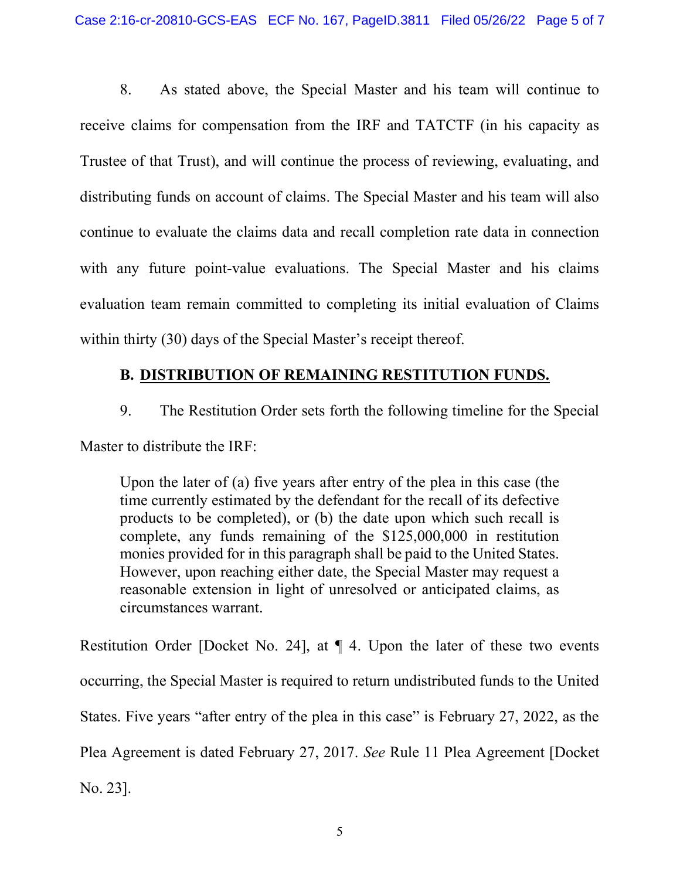8. As stated above, the Special Master and his team will continue to receive claims for compensation from the IRF and TATCTF (in his capacity as Trustee of that Trust), and will continue the process of reviewing, evaluating, and distributing funds on account of claims. The Special Master and his team will also continue to evaluate the claims data and recall completion rate data in connection with any future point-value evaluations. The Special Master and his claims evaluation team remain committed to completing its initial evaluation of Claims within thirty (30) days of the Special Master's receipt thereof.

### B. <u>DISTRIBUTION OF REMAINING RESTITUTION FUNDS.</u>

9. The Restitution Order sets forth the following timeline for the Special Master to distribute the IRF:

> Upon the later of (a) five years after entry of the plea in this case (the time currently estimated by the defendant for the recall of its defective products to be completed), or (b) the date upon which such recall is complete, any funds remaining of the $125,000,000 in restitution monies provided for in this paragraph shall be paid to the United States. However, upon reaching either date, the Special Master may request a reasonable extension in light of unresolved or anticipated claims, as circumstances warrant.

Restitution Order [Docket No. 24], at ¶ 4. Upon the later of these two events occurring, the Special Master is required to return undistributed funds to the United States. Five years "after entry of the plea in this case" is February 27, 2022, as the Plea Agreement is dated February 27, 2017. *See* Rule 11 Plea Agreement [Docket No. 23].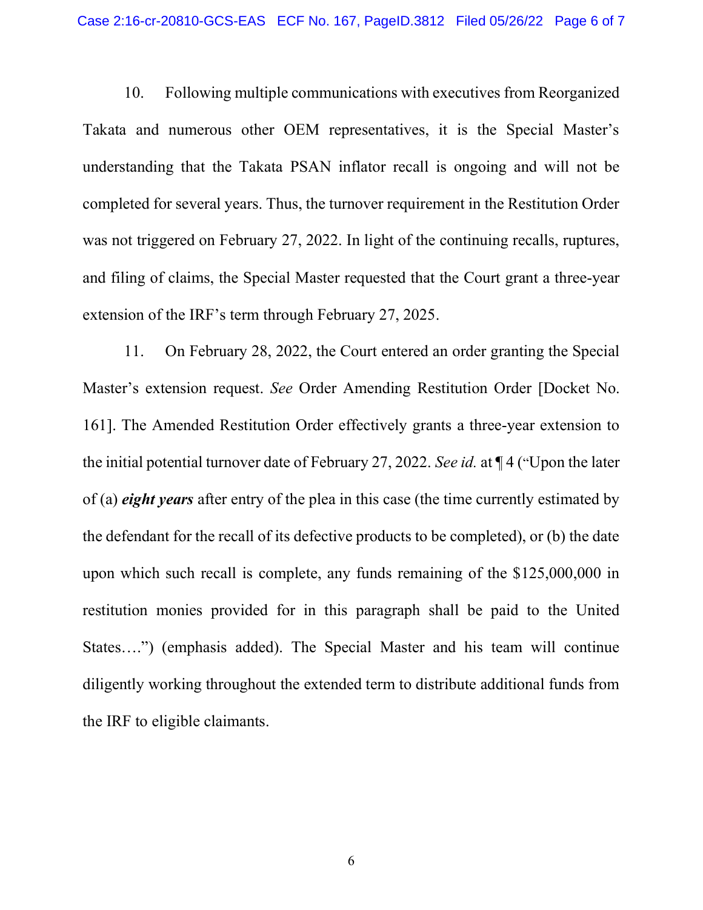10. Following multiple communications with executives from Reorganized Takata and numerous other OEM representatives, it is the Special Master's understanding that the Takata PSAN inflator recall is ongoing and will not be completed for several years. Thus, the turnover requirement in the Restitution Order was not triggered on February 27, 2022. In light of the continuing recalls, ruptures, and filing of claims, the Special Master requested that the Court grant a three-year extension of the IRF's term through February 27, 2025.

11. On February 28, 2022, the Court entered an order granting the Special Master's extension request. *See* Order Amending Restitution Order [Docket No. 161]. The Amended Restitution Order effectively grants a three-year extension to the initial potential turnover date of February 27, 2022. *See id.* at ¶ 4 ("Upon the later of (a) ***eight years*** after entry of the plea in this case (the time currently estimated by the defendant for the recall of its defective products to be completed), or (b) the date upon which such recall is complete, any funds remaining of the $125,000,000 in restitution monies provided for in this paragraph shall be paid to the United States….") (emphasis added). The Special Master and his team will continue diligently working throughout the extended term to distribute additional funds from the IRF to eligible claimants.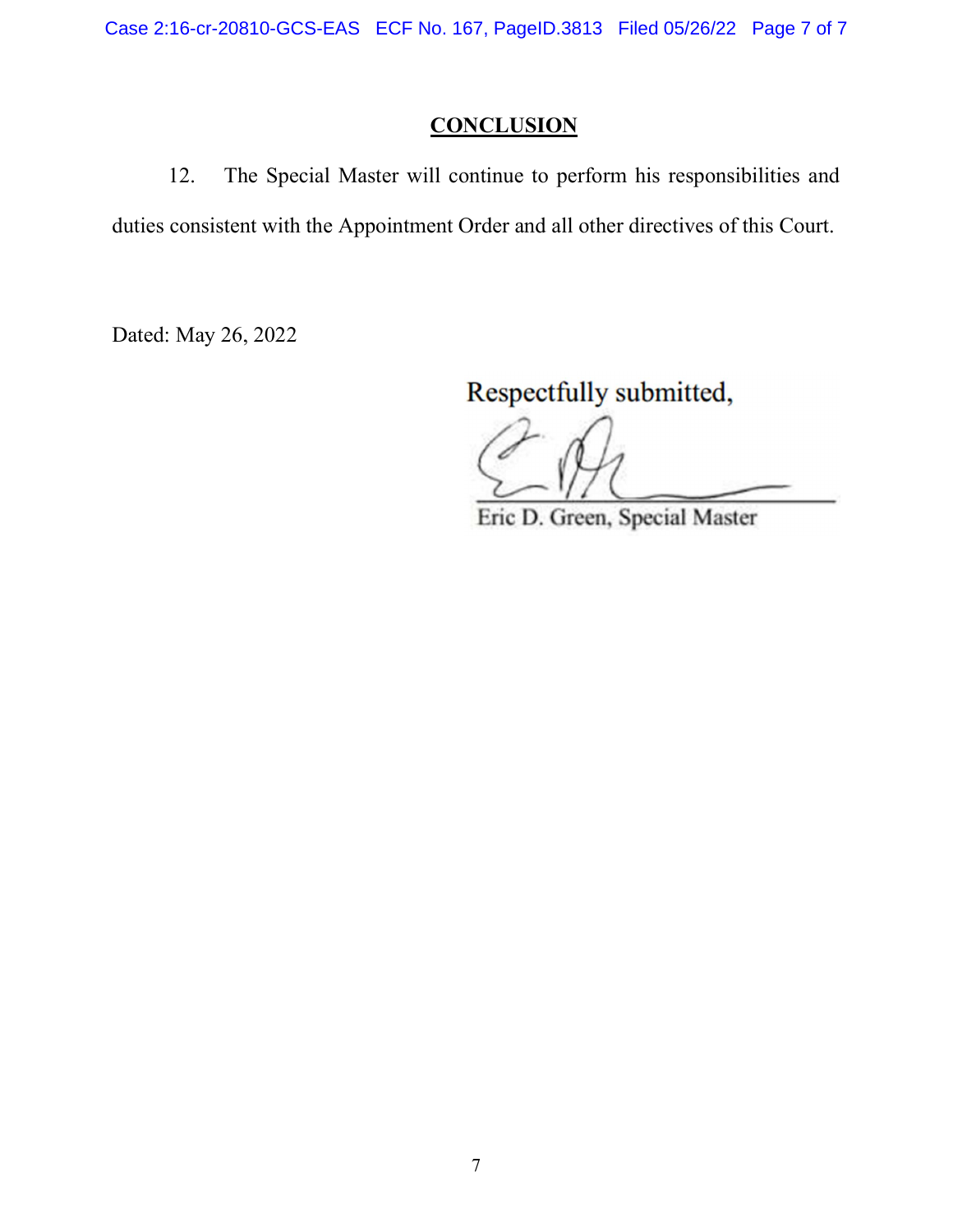## CONCLUSION

12. The Special Master will continue to perform his responsibilities and duties consistent with the Appointment Order and all other directives of this Court.

Dated: May 26, 2022

Respectfully submitted,

Eric D. Green, Special Master